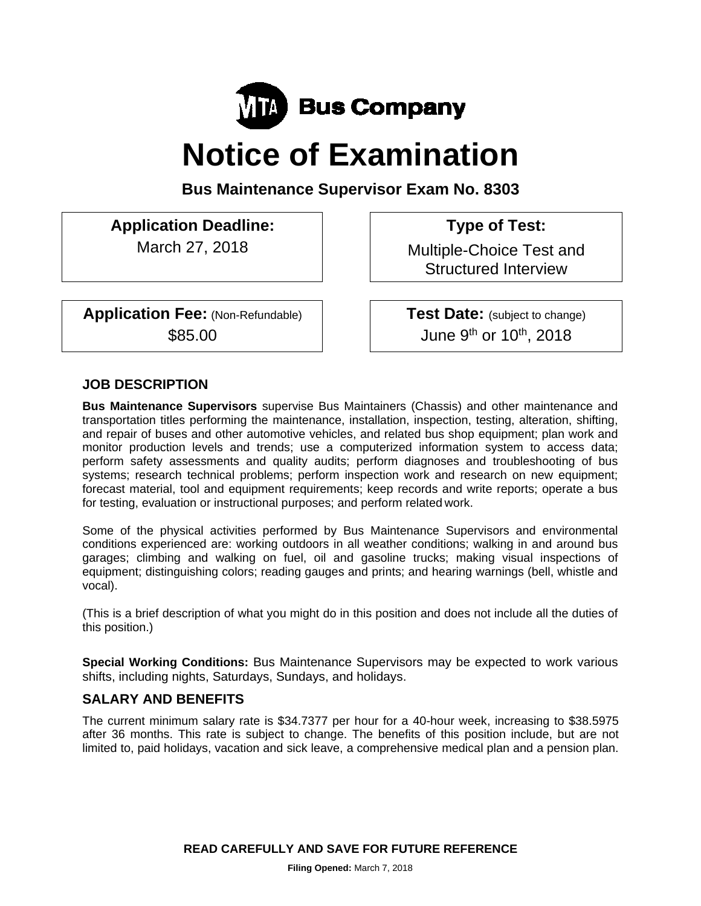MTA Bus Company

# Notice of Examination

**Bus Maintenance Supervisor Exam No. 8303**

**Application Deadline:**
March 27, 2018

**Type of Test:**
Multiple-Choice Test and Structured Interview

**Application Fee:** (Non-Refundable)
$85.00

**Test Date:** (subject to change)
June 9th or 10th, 2018

## JOB DESCRIPTION

**Bus Maintenance Supervisors** supervise Bus Maintainers (Chassis) and other maintenance and transportation titles performing the maintenance, installation, inspection, testing, alteration, shifting, and repair of buses and other automotive vehicles, and related bus shop equipment; plan work and monitor production levels and trends; use a computerized information system to access data; perform safety assessments and quality audits; perform diagnoses and troubleshooting of bus systems; research technical problems; perform inspection work and research on new equipment; forecast material, tool and equipment requirements; keep records and write reports; operate a bus for testing, evaluation or instructional purposes; and perform related work.

Some of the physical activities performed by Bus Maintenance Supervisors and environmental conditions experienced are: working outdoors in all weather conditions; walking in and around bus garages; climbing and walking on fuel, oil and gasoline trucks; making visual inspections of equipment; distinguishing colors; reading gauges and prints; and hearing warnings (bell, whistle and vocal).

(This is a brief description of what you might do in this position and does not include all the duties of this position.)

**Special Working Conditions:** Bus Maintenance Supervisors may be expected to work various shifts, including nights, Saturdays, Sundays, and holidays.

## SALARY AND BENEFITS

The current minimum salary rate is $34.7377 per hour for a 40-hour week, increasing to $38.5975 after 36 months. This rate is subject to change. The benefits of this position include, but are not limited to, paid holidays, vacation and sick leave, a comprehensive medical plan and a pension plan.

**READ CAREFULLY AND SAVE FOR FUTURE REFERENCE**

**Filing Opened:** March 7, 2018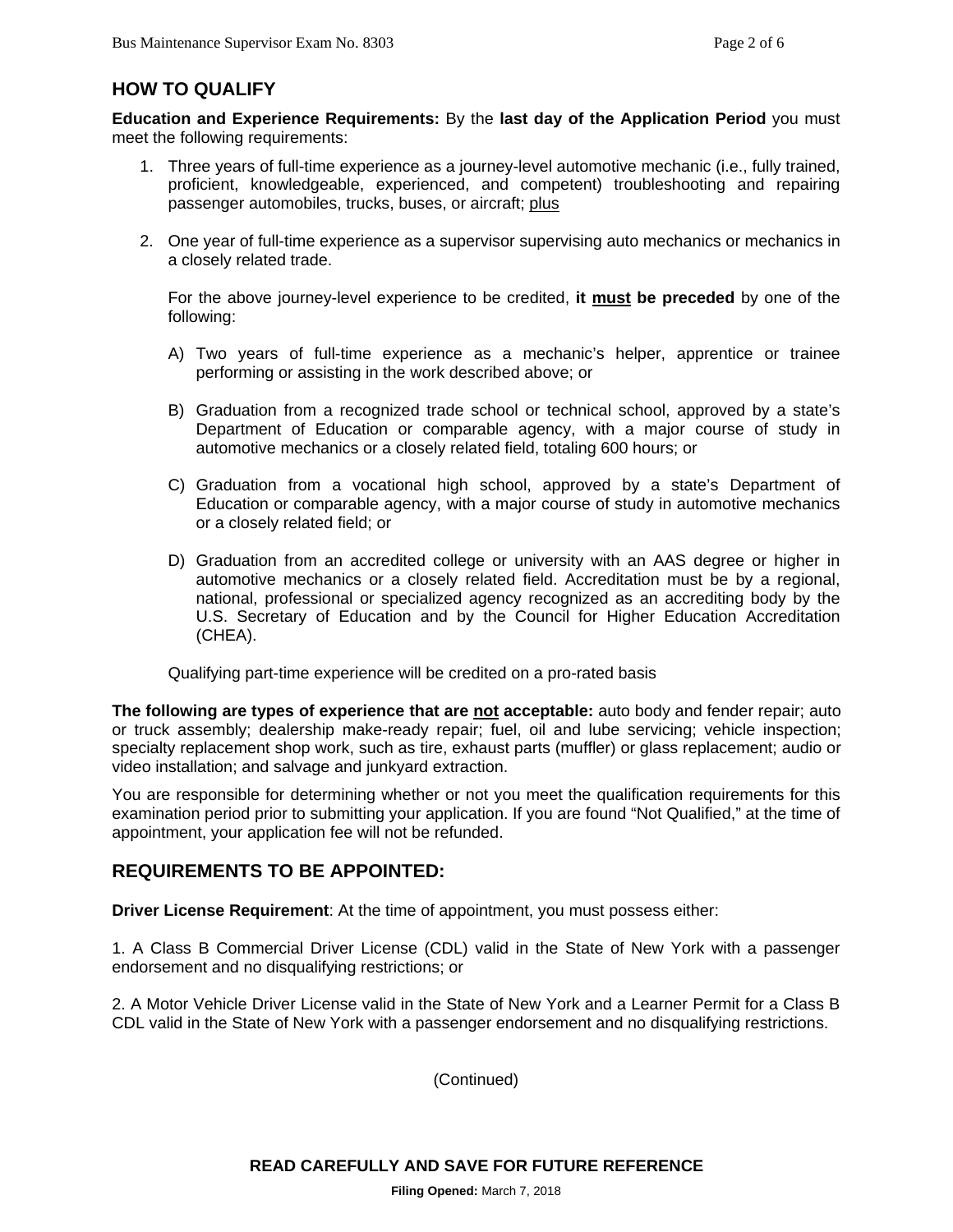## HOW TO QUALIFY

**Education and Experience Requirements:** By the **last day of the Application Period** you must meet the following requirements:

1. Three years of full-time experience as a journey-level automotive mechanic (i.e., fully trained, proficient, knowledgeable, experienced, and competent) troubleshooting and repairing passenger automobiles, trucks, buses, or aircraft; <u>plus</u>

2. One year of full-time experience as a supervisor supervising auto mechanics or mechanics in a closely related trade.

   For the above journey-level experience to be credited, **it <u>must</u> be preceded** by one of the following:

   A) Two years of full-time experience as a mechanic's helper, apprentice or trainee performing or assisting in the work described above; or

   B) Graduation from a recognized trade school or technical school, approved by a state's Department of Education or comparable agency, with a major course of study in automotive mechanics or a closely related field, totaling 600 hours; or

   C) Graduation from a vocational high school, approved by a state's Department of Education or comparable agency, with a major course of study in automotive mechanics or a closely related field; or

   D) Graduation from an accredited college or university with an AAS degree or higher in automotive mechanics or a closely related field. Accreditation must be by a regional, national, professional or specialized agency recognized as an accrediting body by the U.S. Secretary of Education and by the Council for Higher Education Accreditation (CHEA).

   Qualifying part-time experience will be credited on a pro-rated basis

**The following are types of experience that are <u>not</u> acceptable:** auto body and fender repair; auto or truck assembly; dealership make-ready repair; fuel, oil and lube servicing; vehicle inspection; specialty replacement shop work, such as tire, exhaust parts (muffler) or glass replacement; audio or video installation; and salvage and junkyard extraction.

You are responsible for determining whether or not you meet the qualification requirements for this examination period prior to submitting your application. If you are found "Not Qualified," at the time of appointment, your application fee will not be refunded.

## REQUIREMENTS TO BE APPOINTED:

**Driver License Requirement**: At the time of appointment, you must possess either:

1. A Class B Commercial Driver License (CDL) valid in the State of New York with a passenger endorsement and no disqualifying restrictions; or

2. A Motor Vehicle Driver License valid in the State of New York and a Learner Permit for a Class B CDL valid in the State of New York with a passenger endorsement and no disqualifying restrictions.

(Continued)

**READ CAREFULLY AND SAVE FOR FUTURE REFERENCE**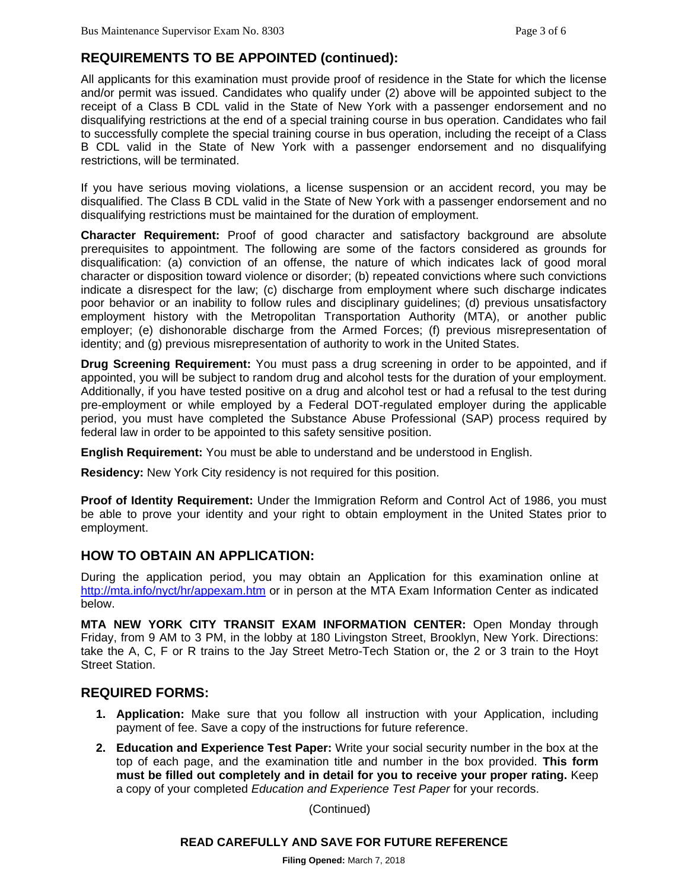## REQUIREMENTS TO BE APPOINTED (continued):

All applicants for this examination must provide proof of residence in the State for which the license and/or permit was issued. Candidates who qualify under (2) above will be appointed subject to the receipt of a Class B CDL valid in the State of New York with a passenger endorsement and no disqualifying restrictions at the end of a special training course in bus operation. Candidates who fail to successfully complete the special training course in bus operation, including the receipt of a Class B CDL valid in the State of New York with a passenger endorsement and no disqualifying restrictions, will be terminated.

If you have serious moving violations, a license suspension or an accident record, you may be disqualified. The Class B CDL valid in the State of New York with a passenger endorsement and no disqualifying restrictions must be maintained for the duration of employment.

**Character Requirement:** Proof of good character and satisfactory background are absolute prerequisites to appointment. The following are some of the factors considered as grounds for disqualification: (a) conviction of an offense, the nature of which indicates lack of good moral character or disposition toward violence or disorder; (b) repeated convictions where such convictions indicate a disrespect for the law; (c) discharge from employment where such discharge indicates poor behavior or an inability to follow rules and disciplinary guidelines; (d) previous unsatisfactory employment history with the Metropolitan Transportation Authority (MTA), or another public employer; (e) dishonorable discharge from the Armed Forces; (f) previous misrepresentation of identity; and (g) previous misrepresentation of authority to work in the United States.

**Drug Screening Requirement:** You must pass a drug screening in order to be appointed, and if appointed, you will be subject to random drug and alcohol tests for the duration of your employment. Additionally, if you have tested positive on a drug and alcohol test or had a refusal to the test during pre-employment or while employed by a Federal DOT-regulated employer during the applicable period, you must have completed the Substance Abuse Professional (SAP) process required by federal law in order to be appointed to this safety sensitive position.

**English Requirement:** You must be able to understand and be understood in English.

**Residency:** New York City residency is not required for this position.

**Proof of Identity Requirement:** Under the Immigration Reform and Control Act of 1986, you must be able to prove your identity and your right to obtain employment in the United States prior to employment.

## HOW TO OBTAIN AN APPLICATION:

During the application period, you may obtain an Application for this examination online at http://mta.info/nyct/hr/appexam.htm or in person at the MTA Exam Information Center as indicated below.

**MTA NEW YORK CITY TRANSIT EXAM INFORMATION CENTER:** Open Monday through Friday, from 9 AM to 3 PM, in the lobby at 180 Livingston Street, Brooklyn, New York. Directions: take the A, C, F or R trains to the Jay Street Metro-Tech Station or, the 2 or 3 train to the Hoyt Street Station.

## REQUIRED FORMS:

1. **Application:** Make sure that you follow all instruction with your Application, including payment of fee. Save a copy of the instructions for future reference.
2. **Education and Experience Test Paper:** Write your social security number in the box at the top of each page, and the examination title and number in the box provided. **This form must be filled out completely and in detail for you to receive your proper rating.** Keep a copy of your completed *Education and Experience Test Paper* for your records.

(Continued)

**READ CAREFULLY AND SAVE FOR FUTURE REFERENCE**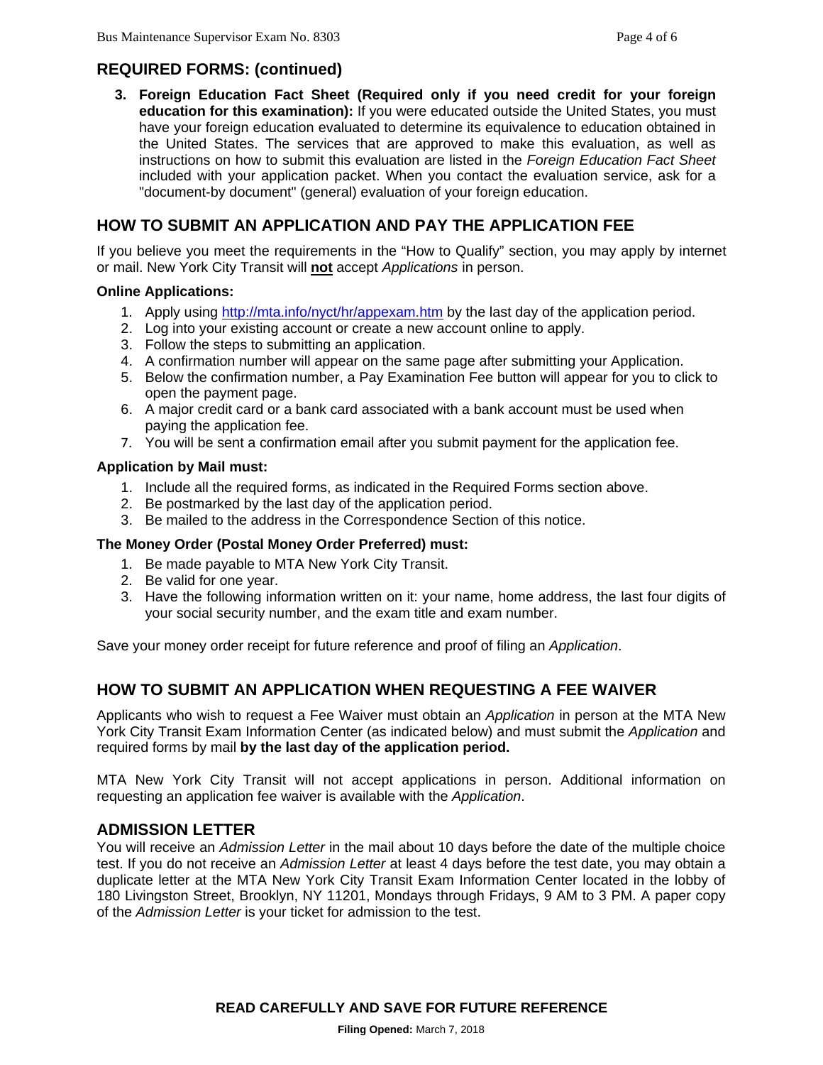## REQUIRED FORMS: (continued)

3. **Foreign Education Fact Sheet (Required only if you need credit for your foreign education for this examination):** If you were educated outside the United States, you must have your foreign education evaluated to determine its equivalence to education obtained in the United States. The services that are approved to make this evaluation, as well as instructions on how to submit this evaluation are listed in the *Foreign Education Fact Sheet* included with your application packet. When you contact the evaluation service, ask for a "document-by document" (general) evaluation of your foreign education.

## HOW TO SUBMIT AN APPLICATION AND PAY THE APPLICATION FEE

If you believe you meet the requirements in the "How to Qualify" section, you may apply by internet or mail. New York City Transit will **not** accept *Applications* in person.

**Online Applications:**

1. Apply using http://mta.info/nyct/hr/appexam.htm by the last day of the application period.
2. Log into your existing account or create a new account online to apply.
3. Follow the steps to submitting an application.
4. A confirmation number will appear on the same page after submitting your Application.
5. Below the confirmation number, a Pay Examination Fee button will appear for you to click to open the payment page.
6. A major credit card or a bank card associated with a bank account must be used when paying the application fee.
7. You will be sent a confirmation email after you submit payment for the application fee.

**Application by Mail must:**

1. Include all the required forms, as indicated in the Required Forms section above.
2. Be postmarked by the last day of the application period.
3. Be mailed to the address in the Correspondence Section of this notice.

**The Money Order (Postal Money Order Preferred) must:**

1. Be made payable to MTA New York City Transit.
2. Be valid for one year.
3. Have the following information written on it: your name, home address, the last four digits of your social security number, and the exam title and exam number.

Save your money order receipt for future reference and proof of filing an *Application*.

## HOW TO SUBMIT AN APPLICATION WHEN REQUESTING A FEE WAIVER

Applicants who wish to request a Fee Waiver must obtain an *Application* in person at the MTA New York City Transit Exam Information Center (as indicated below) and must submit the *Application* and required forms by mail **by the last day of the application period.**

MTA New York City Transit will not accept applications in person. Additional information on requesting an application fee waiver is available with the *Application*.

## ADMISSION LETTER

You will receive an *Admission Letter* in the mail about 10 days before the date of the multiple choice test. If you do not receive an *Admission Letter* at least 4 days before the test date, you may obtain a duplicate letter at the MTA New York City Transit Exam Information Center located in the lobby of 180 Livingston Street, Brooklyn, NY 11201, Mondays through Fridays, 9 AM to 3 PM. A paper copy of the *Admission Letter* is your ticket for admission to the test.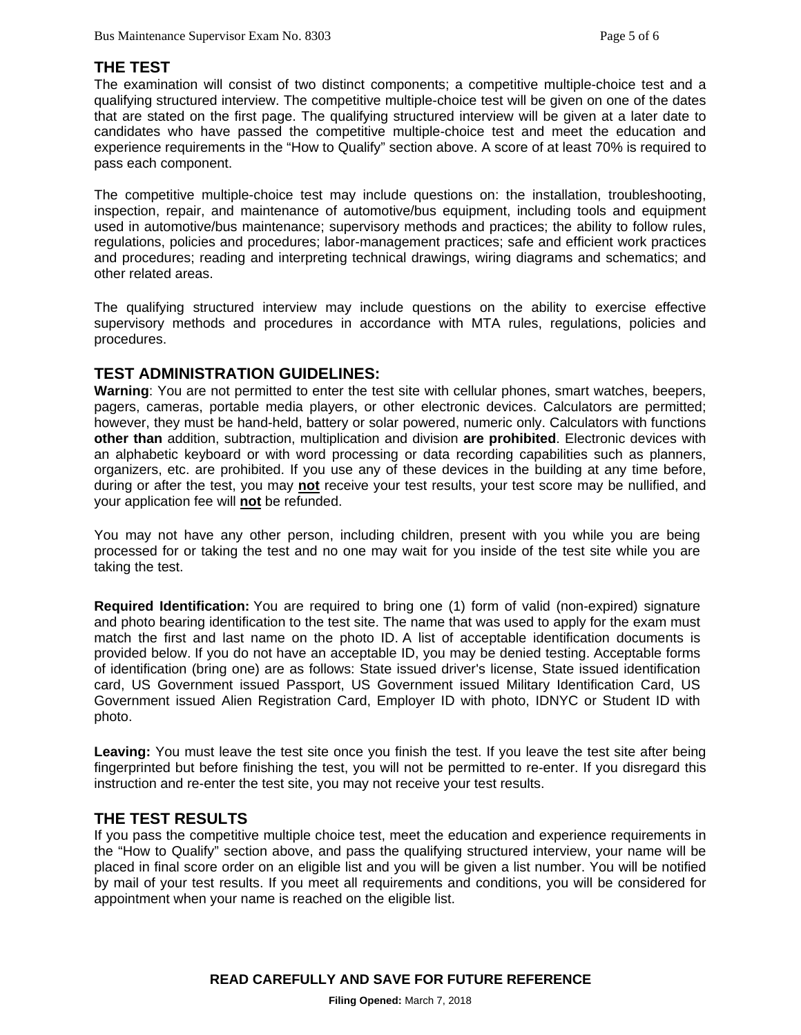## THE TEST

The examination will consist of two distinct components; a competitive multiple-choice test and a qualifying structured interview. The competitive multiple-choice test will be given on one of the dates that are stated on the first page. The qualifying structured interview will be given at a later date to candidates who have passed the competitive multiple-choice test and meet the education and experience requirements in the "How to Qualify" section above. A score of at least 70% is required to pass each component.

The competitive multiple-choice test may include questions on: the installation, troubleshooting, inspection, repair, and maintenance of automotive/bus equipment, including tools and equipment used in automotive/bus maintenance; supervisory methods and practices; the ability to follow rules, regulations, policies and procedures; labor-management practices; safe and efficient work practices and procedures; reading and interpreting technical drawings, wiring diagrams and schematics; and other related areas.

The qualifying structured interview may include questions on the ability to exercise effective supervisory methods and procedures in accordance with MTA rules, regulations, policies and procedures.

## TEST ADMINISTRATION GUIDELINES:

**Warning**: You are not permitted to enter the test site with cellular phones, smart watches, beepers, pagers, cameras, portable media players, or other electronic devices. Calculators are permitted; however, they must be hand-held, battery or solar powered, numeric only. Calculators with functions **other than** addition, subtraction, multiplication and division **are prohibited**. Electronic devices with an alphabetic keyboard or with word processing or data recording capabilities such as planners, organizers, etc. are prohibited. If you use any of these devices in the building at any time before, during or after the test, you may **not** receive your test results, your test score may be nullified, and your application fee will **not** be refunded.

You may not have any other person, including children, present with you while you are being processed for or taking the test and no one may wait for you inside of the test site while you are taking the test.

**Required Identification:** You are required to bring one (1) form of valid (non-expired) signature and photo bearing identification to the test site. The name that was used to apply for the exam must match the first and last name on the photo ID. A list of acceptable identification documents is provided below. If you do not have an acceptable ID, you may be denied testing. Acceptable forms of identification (bring one) are as follows: State issued driver's license, State issued identification card, US Government issued Passport, US Government issued Military Identification Card, US Government issued Alien Registration Card, Employer ID with photo, IDNYC or Student ID with photo.

**Leaving:** You must leave the test site once you finish the test. If you leave the test site after being fingerprinted but before finishing the test, you will not be permitted to re-enter. If you disregard this instruction and re-enter the test site, you may not receive your test results.

## THE TEST RESULTS

If you pass the competitive multiple choice test, meet the education and experience requirements in the "How to Qualify" section above, and pass the qualifying structured interview, your name will be placed in final score order on an eligible list and you will be given a list number. You will be notified by mail of your test results. If you meet all requirements and conditions, you will be considered for appointment when your name is reached on the eligible list.

**READ CAREFULLY AND SAVE FOR FUTURE REFERENCE**

**Filing Opened:** March 7, 2018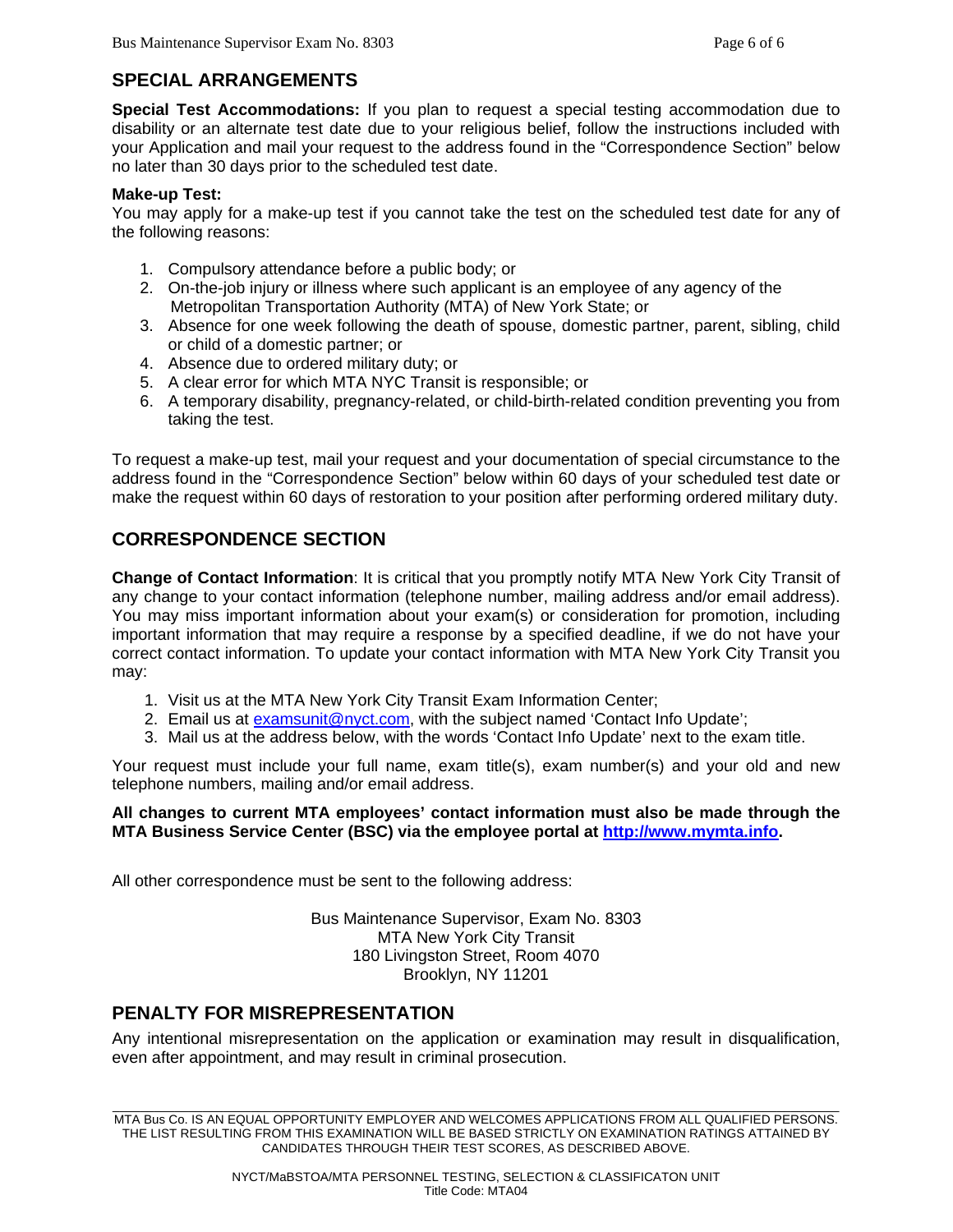## SPECIAL ARRANGEMENTS

**Special Test Accommodations:** If you plan to request a special testing accommodation due to disability or an alternate test date due to your religious belief, follow the instructions included with your Application and mail your request to the address found in the "Correspondence Section" below no later than 30 days prior to the scheduled test date.

**Make-up Test:**
You may apply for a make-up test if you cannot take the test on the scheduled test date for any of the following reasons:

1. Compulsory attendance before a public body; or
2. On-the-job injury or illness where such applicant is an employee of any agency of the Metropolitan Transportation Authority (MTA) of New York State; or
3. Absence for one week following the death of spouse, domestic partner, parent, sibling, child or child of a domestic partner; or
4. Absence due to ordered military duty; or
5. A clear error for which MTA NYC Transit is responsible; or
6. A temporary disability, pregnancy-related, or child-birth-related condition preventing you from taking the test.

To request a make-up test, mail your request and your documentation of special circumstance to the address found in the "Correspondence Section" below within 60 days of your scheduled test date or make the request within 60 days of restoration to your position after performing ordered military duty.

## CORRESPONDENCE SECTION

**Change of Contact Information**: It is critical that you promptly notify MTA New York City Transit of any change to your contact information (telephone number, mailing address and/or email address). You may miss important information about your exam(s) or consideration for promotion, including important information that may require a response by a specified deadline, if we do not have your correct contact information. To update your contact information with MTA New York City Transit you may:

1. Visit us at the MTA New York City Transit Exam Information Center;
2. Email us at examsunit@nyct.com, with the subject named 'Contact Info Update';
3. Mail us at the address below, with the words 'Contact Info Update' next to the exam title.

Your request must include your full name, exam title(s), exam number(s) and your old and new telephone numbers, mailing and/or email address.

**All changes to current MTA employees' contact information must also be made through the MTA Business Service Center (BSC) via the employee portal at http://www.mymta.info.**

All other correspondence must be sent to the following address:

Bus Maintenance Supervisor, Exam No. 8303
MTA New York City Transit
180 Livingston Street, Room 4070
Brooklyn, NY 11201

## PENALTY FOR MISREPRESENTATION

Any intentional misrepresentation on the application or examination may result in disqualification, even after appointment, and may result in criminal prosecution.

MTA Bus Co. IS AN EQUAL OPPORTUNITY EMPLOYER AND WELCOMES APPLICATIONS FROM ALL QUALIFIED PERSONS. THE LIST RESULTING FROM THIS EXAMINATION WILL BE BASED STRICTLY ON EXAMINATION RATINGS ATTAINED BY CANDIDATES THROUGH THEIR TEST SCORES, AS DESCRIBED ABOVE.

NYCT/MaBSTOA/MTA PERSONNEL TESTING, SELECTION & CLASSIFICATON UNIT
Title Code: MTA04